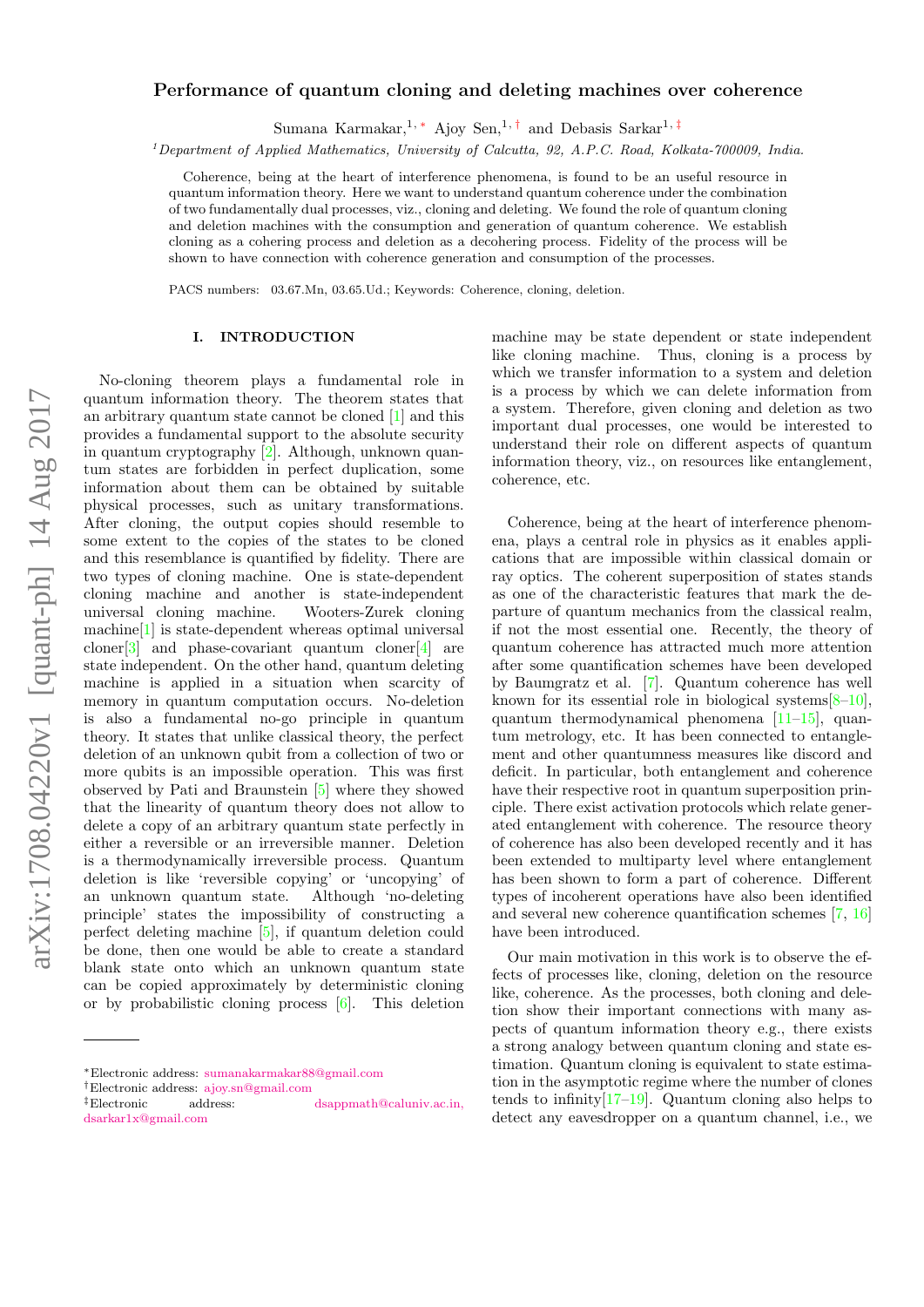# Performance of quantum cloning and deleting machines over coherence

Sumana Karmakar,[1,*] Ajoy Sen,[1,†] and Debasis Sarkar[1,‡]

[1]*Department of Applied Mathematics, University of Calcutta, 92, A.P.C. Road, Kolkata-700009, India.*

Coherence, being at the heart of interference phenomena, is found to be an useful resource in quantum information theory. Here we want to understand quantum coherence under the combination of two fundamentally dual processes, viz., cloning and deleting. We found the role of quantum cloning and deletion machines with the consumption and generation of quantum coherence. We establish cloning as a cohering process and deletion as a decohering process. Fidelity of the process will be shown to have connection with coherence generation and consumption of the processes.

PACS numbers: 03.67.Mn, 03.65.Ud.; Keywords: Coherence, cloning, deletion.

## I. INTRODUCTION

No-cloning theorem plays a fundamental role in quantum information theory. The theorem states that an arbitrary quantum state cannot be cloned [1] and this provides a fundamental support to the absolute security in quantum cryptography [2]. Although, unknown quantum states are forbidden in perfect duplication, some information about them can be obtained by suitable physical processes, such as unitary transformations. After cloning, the output copies should resemble to some extent to the copies of the states to be cloned and this resemblance is quantified by fidelity. There are two types of cloning machine. One is state-dependent cloning machine and another is state-independent universal cloning machine. Wooters-Zurek cloning machine[1] is state-dependent whereas optimal universal cloner[3] and phase-covariant quantum cloner[4] are state independent. On the other hand, quantum deleting machine is applied in a situation when scarcity of memory in quantum computation occurs. No-deletion is also a fundamental no-go principle in quantum theory. It states that unlike classical theory, the perfect deletion of an unknown qubit from a collection of two or more qubits is an impossible operation. This was first observed by Pati and Braunstein [5] where they showed that the linearity of quantum theory does not allow to delete a copy of an arbitrary quantum state perfectly in either a reversible or an irreversible manner. Deletion is a thermodynamically irreversible process. Quantum deletion is like 'reversible copying' or 'uncopying' of an unknown quantum state. Although 'no-deleting principle' states the impossibility of constructing a perfect deleting machine [5], if quantum deletion could be done, then one would be able to create a standard blank state onto which an unknown quantum state can be copied approximately by deterministic cloning or by probabilistic cloning process [6]. This deletion machine may be state dependent or state independent like cloning machine. Thus, cloning is a process by which we transfer information to a system and deletion is a process by which we can delete information from a system. Therefore, given cloning and deletion as two important dual processes, one would be interested to understand their role on different aspects of quantum information theory, viz., on resources like entanglement, coherence, etc.

Coherence, being at the heart of interference phenomena, plays a central role in physics as it enables applications that are impossible within classical domain or ray optics. The coherent superposition of states stands as one of the characteristic features that mark the departure of quantum mechanics from the classical realm, if not the most essential one. Recently, the theory of quantum coherence has attracted much more attention after some quantification schemes have been developed by Baumgratz et al. [7]. Quantum coherence has well known for its essential role in biological systems[8–10], quantum thermodynamical phenomena [11–15], quantum metrology, etc. It has been connected to entanglement and other quantumness measures like discord and deficit. In particular, both entanglement and coherence have their respective root in quantum superposition principle. There exist activation protocols which relate generated entanglement with coherence. The resource theory of coherence has also been developed recently and it has been extended to multiparty level where entanglement has been shown to form a part of coherence. Different types of incoherent operations have also been identified and several new coherence quantification schemes [7, 16] have been introduced.

Our main motivation in this work is to observe the effects of processes like, cloning, deletion on the resource like, coherence. As the processes, both cloning and deletion show their important connections with many aspects of quantum information theory e.g., there exists a strong analogy between quantum cloning and state estimation. Quantum cloning is equivalent to state estimation in the asymptotic regime where the number of clones tends to infinity[17–19]. Quantum cloning also helps to detect any eavesdropper on a quantum channel, i.e., we

---

*Electronic address: sumanakarmakar88@gmail.com
†Electronic address: ajoy.sn@gmail.com
‡Electronic address: dsappmath@caluniv.ac.in, dsarkar1x@gmail.com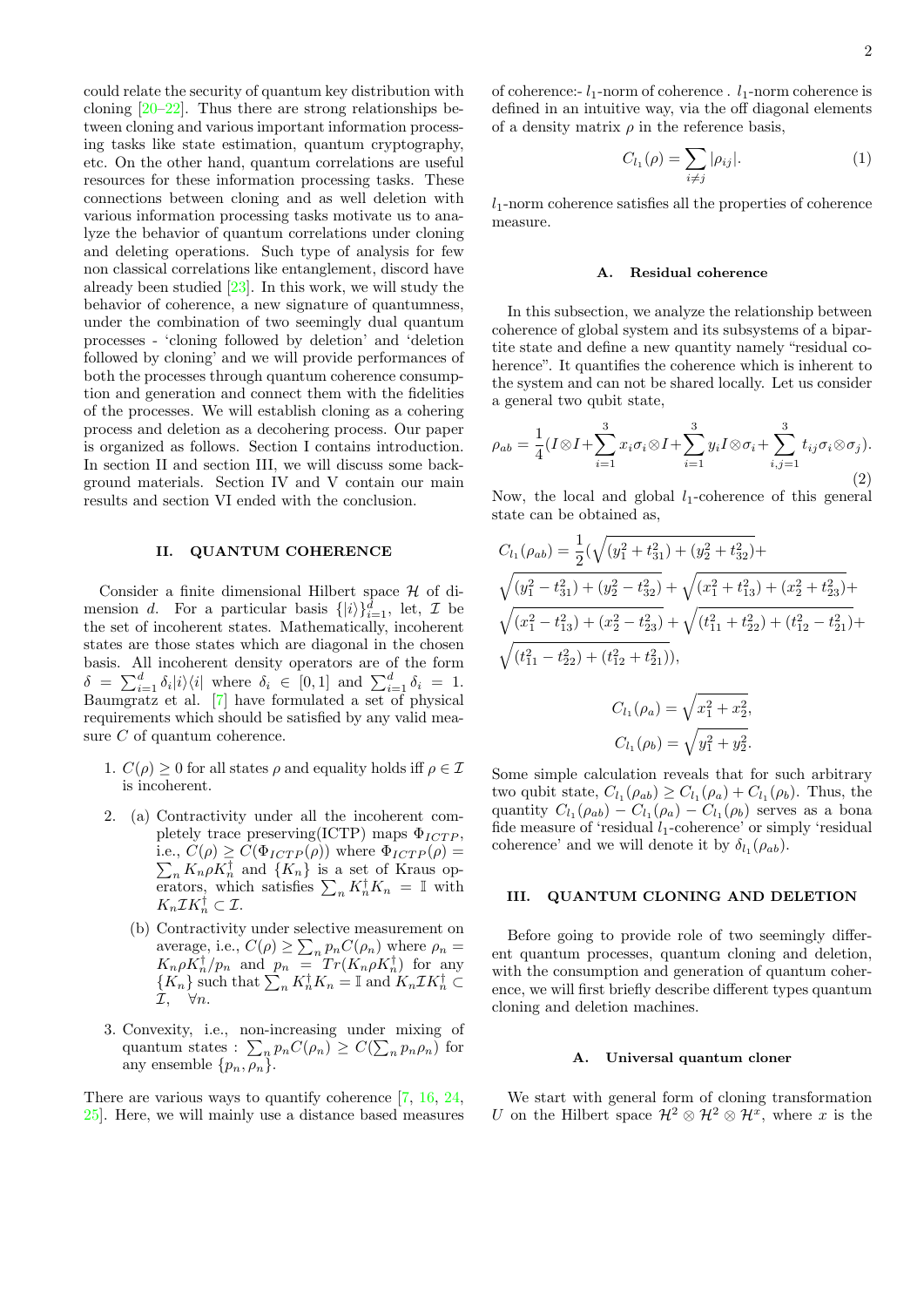could relate the security of quantum key distribution with cloning [20–22]. Thus there are strong relationships between cloning and various important information processing tasks like state estimation, quantum cryptography, etc. On the other hand, quantum correlations are useful resources for these information processing tasks. These connections between cloning and as well deletion with various information processing tasks motivate us to analyze the behavior of quantum correlations under cloning and deleting operations. Such type of analysis for few non classical correlations like entanglement, discord have already been studied [23]. In this work, we will study the behavior of coherence, a new signature of quantumness, under the combination of two seemingly dual quantum processes - 'cloning followed by deletion' and 'deletion followed by cloning' and we will provide performances of both the processes through quantum coherence consumption and generation and connect them with the fidelities of the processes. We will establish cloning as a cohering process and deletion as a decohering process. Our paper is organized as follows. Section I contains introduction. In section II and section III, we will discuss some background materials. Section IV and V contain our main results and section VI ended with the conclusion.

## II. QUANTUM COHERENCE

Consider a finite dimensional Hilbert space $\mathcal{H}$ of dimension $d$. For a particular basis $\{|i\rangle\}_{i=1}^{d}$, let, $\mathcal{I}$ be the set of incoherent states. Mathematically, incoherent states are those states which are diagonal in the chosen basis. All incoherent density operators are of the form $\delta = \sum_{i=1}^{d} \delta_i |i\rangle\langle i|$ where $\delta_i \in [0,1]$ and $\sum_{i=1}^{d} \delta_i = 1$. Baumgratz et al. [7] have formulated a set of physical requirements which should be satisfied by any valid measure $C$ of quantum coherence.

1. $C(\rho) \geq 0$ for all states $\rho$ and equality holds iff $\rho \in \mathcal{I}$ is incoherent.

2. (a) Contractivity under all the incoherent completely trace preserving(ICTP) maps $\Phi_{ICTP}$, i.e., $C(\rho) \geq C(\Phi_{ICTP}(\rho))$ where $\Phi_{ICTP}(\rho) = \sum_n K_n \rho K_n^{\dagger}$ and $\{K_n\}$ is a set of Kraus operators, which satisfies $\sum_n K_n^{\dagger} K_n = \mathbb{I}$ with $K_n \mathcal{I} K_n^{\dagger} \subset \mathcal{I}$.

   (b) Contractivity under selective measurement on average, i.e., $C(\rho) \geq \sum_n p_n C(\rho_n)$ where $\rho_n = K_n \rho K_n^{\dagger}/p_n$ and $p_n = Tr(K_n \rho K_n^{\dagger})$ for any $\{K_n\}$ such that $\sum_n K_n^{\dagger} K_n = \mathbb{I}$ and $K_n \mathcal{I} K_n^{\dagger} \subset \mathcal{I}, \quad \forall n$.

3. Convexity, i.e., non-increasing under mixing of quantum states : $\sum_n p_n C(\rho_n) \geq C(\sum_n p_n \rho_n)$ for any ensemble $\{p_n, \rho_n\}$.

There are various ways to quantify coherence [7, 16, 24, 25]. Here, we will mainly use a distance based measures of coherence:- $l_1$-norm of coherence . $l_1$-norm coherence is defined in an intuitive way, via the off diagonal elements of a density matrix $\rho$ in the reference basis,

$$C_{l_1}(\rho) = \sum_{i \neq j} |\rho_{ij}|. \tag{1}$$

$l_1$-norm coherence satisfies all the properties of coherence measure.

### A. Residual coherence

In this subsection, we analyze the relationship between coherence of global system and its subsystems of a bipartite state and define a new quantity namely "residual coherence". It quantifies the coherence which is inherent to the system and can not be shared locally. Let us consider a general two qubit state,

$$\rho_{ab} = \frac{1}{4}(I \otimes I + \sum_{i=1}^{3} x_i \sigma_i \otimes I + \sum_{i=1}^{3} y_i I \otimes \sigma_i + \sum_{i,j=1}^{3} t_{ij} \sigma_i \otimes \sigma_j). \tag{2}$$

Now, the local and global $l_1$-coherence of this general state can be obtained as,

$$C_{l_1}(\rho_{ab}) = \frac{1}{2}(\sqrt{(y_1^2 + t_{31}^2) + (y_2^2 + t_{32}^2)} + \sqrt{(y_1^2 - t_{31}^2) + (y_2^2 - t_{32}^2)} + \sqrt{(x_1^2 + t_{13}^2) + (x_2^2 + t_{23}^2)} + \sqrt{(x_1^2 - t_{13}^2) + (x_2^2 - t_{23}^2)} + \sqrt{(t_{11}^2 + t_{22}^2) + (t_{12}^2 - t_{21}^2)} + \sqrt{(t_{11}^2 - t_{22}^2) + (t_{12}^2 + t_{21}^2)}),$$

$$C_{l_1}(\rho_a) = \sqrt{x_1^2 + x_2^2},$$

$$C_{l_1}(\rho_b) = \sqrt{y_1^2 + y_2^2}.$$

Some simple calculation reveals that for such arbitrary two qubit state, $C_{l_1}(\rho_{ab}) \geq C_{l_1}(\rho_a) + C_{l_1}(\rho_b)$. Thus, the quantity $C_{l_1}(\rho_{ab}) - C_{l_1}(\rho_a) - C_{l_1}(\rho_b)$ serves as a bona fide measure of 'residual $l_1$-coherence' or simply 'residual coherence' and we will denote it by $\delta_{l_1}(\rho_{ab})$.

## III. QUANTUM CLONING AND DELETION

Before going to provide role of two seemingly different quantum processes, quantum cloning and deletion, with the consumption and generation of quantum coherence, we will first briefly describe different types quantum cloning and deletion machines.

### A. Universal quantum cloner

We start with general form of cloning transformation $U$ on the Hilbert space $\mathcal{H}^2 \otimes \mathcal{H}^2 \otimes \mathcal{H}^x$, where $x$ is the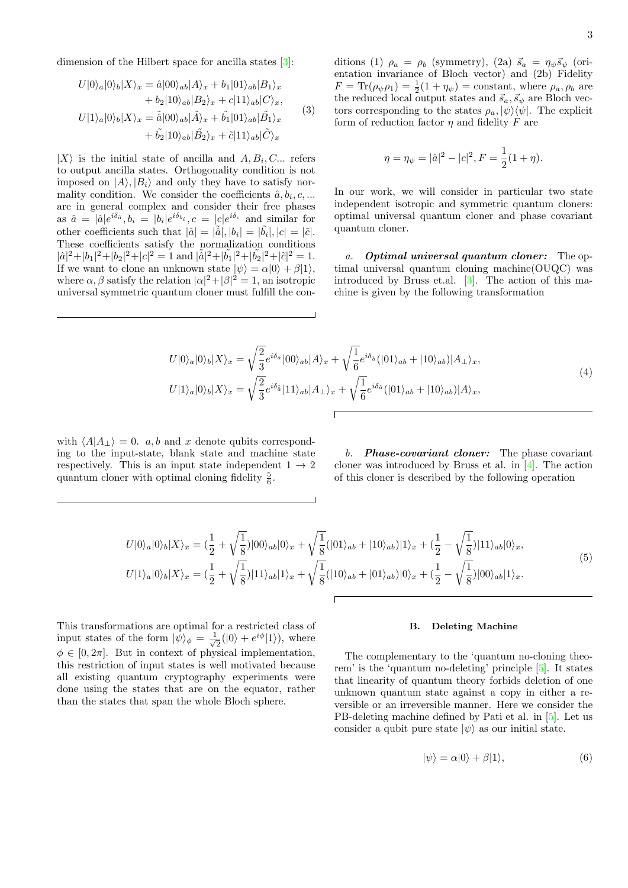dimension of the Hilbert space for ancilla states [3]:

$$
\begin{aligned}
U|0\rangle_a|0\rangle_b|X\rangle_x &= \hat{a}|00\rangle_{ab}|A\rangle_x + b_1|01\rangle_{ab}|B_1\rangle_x \\
&+ b_2|10\rangle_{ab}|B_2\rangle_x + c|11\rangle_{ab}|C\rangle_x, \\
U|1\rangle_a|0\rangle_b|X\rangle_x &= \tilde{\hat{a}}|00\rangle_{ab}|\tilde{A}\rangle_x + \tilde{b_1}|01\rangle_{ab}|\tilde{B_1}\rangle_x \\
&+ \tilde{b_2}|10\rangle_{ab}|\tilde{B_2}\rangle_x + \tilde{c}|11\rangle_{ab}|\tilde{C}\rangle_x
\end{aligned}
\tag{3}
$$

$|X\rangle$ is the initial state of ancilla and $A, B_i, C...$ refers to output ancilla states. Orthogonality condition is not imposed on $|A\rangle, |B_i\rangle$ and only they have to satisfy normality condition. We consider the coefficients $\hat{a}, b_i, c, ...$ are in general complex and consider their free phases as $\hat{a} = |\hat{a}|e^{i\delta_{\hat{a}}}, b_i = |b_i|e^{i\delta_{b_i}}, c = |c|e^{i\delta_c}$ and similar for other coefficients such that $|\hat{a}| = |\tilde{\hat{a}}|, |b_i| = |\tilde{b_i}|, |c| = |\tilde{c}|$. These coefficients satisfy the normalization conditions $|\hat{a}|^2+|b_1|^2+|b_2|^2+|c|^2 = 1$ and $|\tilde{\hat{a}}|^2+|\tilde{b_1}|^2+|\tilde{b_2}|^2+|\tilde{c}|^2 = 1$. If we want to clone an unknown state $|\psi\rangle = \alpha|0\rangle + \beta|1\rangle$, where $\alpha, \beta$ satisfy the relation $|\alpha|^2+|\beta|^2 = 1$, an isotropic universal symmetric quantum cloner must fulfill the conditions (1) $\rho_a = \rho_b$ (symmetry), (2a) $\vec{s}_a = \eta_\psi \vec{s}_\psi$ (orientation invariance of Bloch vector) and (2b) Fidelity $F = \mathrm{Tr}(\rho_\psi \rho_1) = \frac{1}{2}(1+\eta_\psi) =$ constant, where $\rho_a, \rho_b$ are the reduced local output states and $\vec{s}_a, \vec{s}_\psi$ are Bloch vectors corresponding to the states $\rho_a, |\psi\rangle\langle\psi|$. The explicit form of reduction factor $\eta$ and fidelity $F$ are

$$
\eta = \eta_\psi = |\hat{a}|^2 - |c|^2, F = \frac{1}{2}(1+\eta).
$$

In our work, we will consider in particular two state independent isotropic and symmetric quantum cloners: optimal universal quantum cloner and phase covariant quantum cloner.

*a.* ***Optimal universal quantum cloner:*** The optimal universal quantum cloning machine(OUQC) was introduced by Bruss et.al. [3]. The action of this machine is given by the following transformation

$$
\begin{aligned}
U|0\rangle_a|0\rangle_b|X\rangle_x &= \sqrt{\frac{2}{3}}e^{i\delta_{\hat{a}}}|00\rangle_{ab}|A\rangle_x + \sqrt{\frac{1}{6}}e^{i\delta_{\hat{a}}}(|01\rangle_{ab} + |10\rangle_{ab})|A_\perp\rangle_x, \\
U|1\rangle_a|0\rangle_b|X\rangle_x &= \sqrt{\frac{2}{3}}e^{i\delta_{\hat{a}}}|11\rangle_{ab}|A_\perp\rangle_x + \sqrt{\frac{1}{6}}e^{i\delta_{\hat{a}}}(|01\rangle_{ab} + |10\rangle_{ab})|A\rangle_x,
\end{aligned}
\tag{4}
$$

with $\langle A|A_\perp\rangle = 0$. $a, b$ and $x$ denote qubits corresponding to the input-state, blank state and machine state respectively. This is an input state independent $1 \to 2$ quantum cloner with optimal cloning fidelity $\frac{5}{6}$.

*b.* ***Phase-covariant cloner:*** The phase covariant cloner was introduced by Bruss et al. in [4]. The action of this cloner is described by the following operation

$$
\begin{aligned}
U|0\rangle_a|0\rangle_b|X\rangle_x &= (\frac{1}{2} + \sqrt{\frac{1}{8}})|00\rangle_{ab}|0\rangle_x + \sqrt{\frac{1}{8}}(|01\rangle_{ab} + |10\rangle_{ab})|1\rangle_x + (\frac{1}{2} - \sqrt{\frac{1}{8}})|11\rangle_{ab}|0\rangle_x, \\
U|1\rangle_a|0\rangle_b|X\rangle_x &= (\frac{1}{2} + \sqrt{\frac{1}{8}})|11\rangle_{ab}|1\rangle_x + \sqrt{\frac{1}{8}}(|10\rangle_{ab} + |01\rangle_{ab})|0\rangle_x + (\frac{1}{2} - \sqrt{\frac{1}{8}})|00\rangle_{ab}|1\rangle_x.
\end{aligned}
\tag{5}
$$

This transformations are optimal for a restricted class of input states of the form $|\psi\rangle_\phi = \frac{1}{\sqrt{2}}(|0\rangle + e^{i\phi}|1\rangle)$, where $\phi \in [0, 2\pi]$. But in context of physical implementation, this restriction of input states is well motivated because all existing quantum cryptography experiments were done using the states that are on the equator, rather than the states that span the whole Bloch sphere.

### B. Deleting Machine

The complementary to the 'quantum no-cloning theorem' is the 'quantum no-deleting' principle [5]. It states that linearity of quantum theory forbids deletion of one unknown quantum state against a copy in either a reversible or an irreversible manner. Here we consider the PB-deleting machine defined by Pati et al. in [5]. Let us consider a qubit pure state $|\psi\rangle$ as our initial state.

$$
|\psi\rangle = \alpha|0\rangle + \beta|1\rangle,
\tag{6}
$$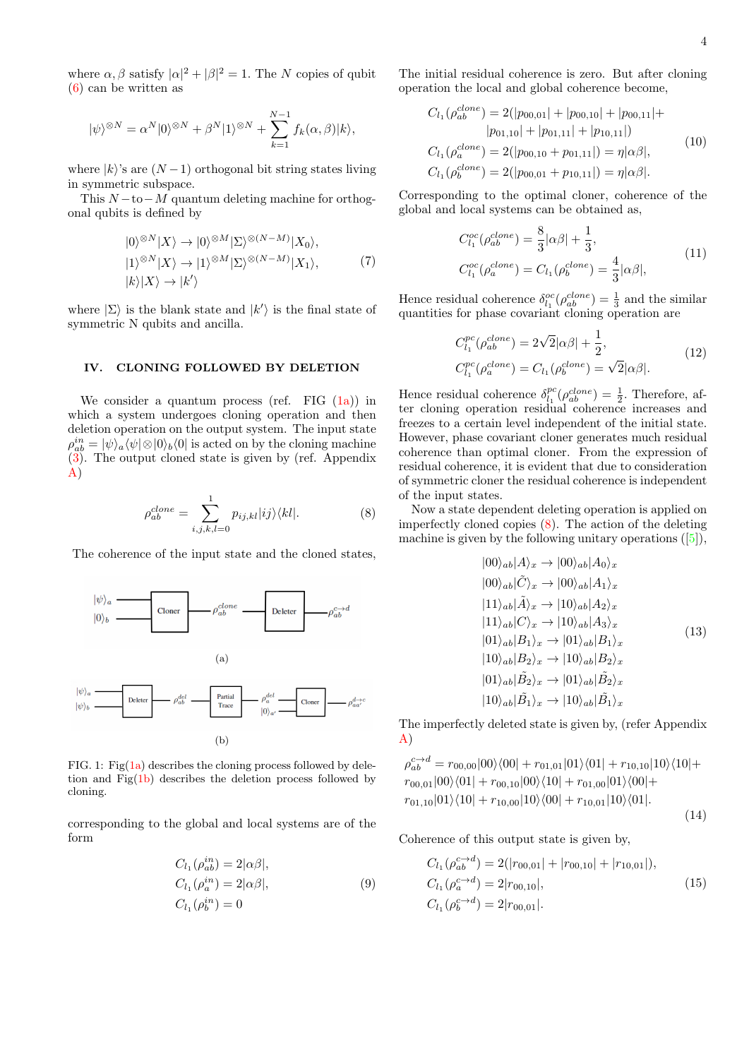where $\alpha, \beta$ satisfy $|\alpha|^2+|\beta|^2=1$. The $N$ copies of qubit (6) can be written as

$$|\psi\rangle^{\otimes N} = \alpha^N|0\rangle^{\otimes N} + \beta^N|1\rangle^{\otimes N} + \sum_{k=1}^{N-1} f_k(\alpha,\beta)|k\rangle,$$

where $|k\rangle$'s are $(N-1)$ orthogonal bit string states living in symmetric subspace.

This $N-$to$-M$ quantum deleting machine for orthogonal qubits is defined by

$$\begin{aligned}
&|0\rangle^{\otimes N}|X\rangle \rightarrow |0\rangle^{\otimes M}|\Sigma\rangle^{\otimes(N-M)}|X_0\rangle,\\
&|1\rangle^{\otimes N}|X\rangle \rightarrow |1\rangle^{\otimes M}|\Sigma\rangle^{\otimes(N-M)}|X_1\rangle,\\
&|k\rangle|X\rangle \rightarrow |k'\rangle
\end{aligned} \tag{7}$$

where $|\Sigma\rangle$ is the blank state and $|k'\rangle$ is the final state of symmetric N qubits and ancilla.

## IV. CLONING FOLLOWED BY DELETION

We consider a quantum process (ref. FIG (1a)) in which a system undergoes cloning operation and then deletion operation on the output system. The input state $\rho_{ab}^{in} = |\psi\rangle_a\langle\psi|\otimes|0\rangle_b\langle 0|$ is acted on by the cloning machine (3). The output cloned state is given by (ref. Appendix A)

$$\rho_{ab}^{clone} = \sum_{i,j,k,l=0}^{1} p_{ij,kl}|ij\rangle\langle kl|. \tag{8}$$

The coherence of the input state and the cloned states,

FIG. 1: Fig(1a) describes the cloning process followed by deletion and Fig(1b) describes the deletion process followed by cloning.

corresponding to the global and local systems are of the form

$$\begin{aligned}
C_{l_1}(\rho_{ab}^{in}) &= 2|\alpha\beta|,\\
C_{l_1}(\rho_{a}^{in}) &= 2|\alpha\beta|,\\
C_{l_1}(\rho_{b}^{in}) &= 0
\end{aligned} \tag{9}$$

The initial residual coherence is zero. But after cloning operation the local and global coherence become,

$$\begin{aligned}
C_{l_1}(\rho_{ab}^{clone}) &= 2(|p_{00,01}|+|p_{00,10}|+|p_{00,11}|+\\
&\quad |p_{01,10}|+|p_{01,11}|+|p_{10,11}|)\\
C_{l_1}(\rho_{a}^{clone}) &= 2(|p_{00,10}+p_{01,11}|) = \eta|\alpha\beta|,\\
C_{l_1}(\rho_{b}^{clone}) &= 2(|p_{00,01}+p_{10,11}|) = \eta|\alpha\beta|.
\end{aligned} \tag{10}$$

Corresponding to the optimal cloner, coherence of the global and local systems can be obtained as,

$$\begin{aligned}
C_{l_1}^{oc}(\rho_{ab}^{clone}) &= \frac{8}{3}|\alpha\beta| + \frac{1}{3},\\
C_{l_1}^{oc}(\rho_{a}^{clone}) &= C_{l_1}(\rho_{b}^{clone}) = \frac{4}{3}|\alpha\beta|,
\end{aligned} \tag{11}$$

Hence residual coherence $\delta_{l_1}^{oc}(\rho_{ab}^{clone}) = \frac{1}{3}$ and the similar quantities for phase covariant cloning operation are

$$\begin{aligned}
C_{l_1}^{pc}(\rho_{ab}^{clone}) &= 2\sqrt{2}|\alpha\beta| + \frac{1}{2},\\
C_{l_1}^{pc}(\rho_{a}^{clone}) &= C_{l_1}(\rho_{b}^{clone}) = \sqrt{2}|\alpha\beta|.
\end{aligned} \tag{12}$$

Hence residual coherence $\delta_{l_1}^{pc}(\rho_{ab}^{clone}) = \frac{1}{2}$. Therefore, after cloning operation residual coherence increases and freezes to a certain level independent of the initial state. However, phase covariant cloner generates much residual coherence than optimal cloner. From the expression of residual coherence, it is evident that due to consideration of symmetric cloner the residual coherence is independent of the input states.

Now a state dependent deleting operation is applied on imperfectly cloned copies (8). The action of the deleting machine is given by the following unitary operations ([5]),

$$\begin{aligned}
|00\rangle_{ab}|A\rangle_x &\rightarrow |00\rangle_{ab}|A_0\rangle_x\\
|00\rangle_{ab}|\tilde{C}\rangle_x &\rightarrow |00\rangle_{ab}|A_1\rangle_x\\
|11\rangle_{ab}|\tilde{A}\rangle_x &\rightarrow |10\rangle_{ab}|A_2\rangle_x\\
|11\rangle_{ab}|C\rangle_x &\rightarrow |10\rangle_{ab}|A_3\rangle_x\\
|01\rangle_{ab}|B_1\rangle_x &\rightarrow |01\rangle_{ab}|B_1\rangle_x\\
|10\rangle_{ab}|B_2\rangle_x &\rightarrow |10\rangle_{ab}|B_2\rangle_x\\
|01\rangle_{ab}|\tilde{B}_2\rangle_x &\rightarrow |01\rangle_{ab}|\tilde{B}_2\rangle_x\\
|10\rangle_{ab}|\tilde{B}_1\rangle_x &\rightarrow |10\rangle_{ab}|\tilde{B}_1\rangle_x
\end{aligned} \tag{13}$$

The imperfectly deleted state is given by, (refer Appendix A)

$$\begin{aligned}
\rho_{ab}^{c\rightarrow d} &= r_{00,00}|00\rangle\langle 00| + r_{01,01}|01\rangle\langle 01| + r_{10,10}|10\rangle\langle 10| +\\
&\quad r_{00,01}|00\rangle\langle 01| + r_{00,10}|00\rangle\langle 10| + r_{01,00}|01\rangle\langle 00| +\\
&\quad r_{01,10}|01\rangle\langle 10| + r_{10,00}|10\rangle\langle 00| + r_{10,01}|10\rangle\langle 01|.
\end{aligned} \tag{14}$$

Coherence of this output state is given by,

$$\begin{aligned}
C_{l_1}(\rho_{ab}^{c\rightarrow d}) &= 2(|r_{00,01}| + |r_{00,10}| + |r_{10,01}|),\\
C_{l_1}(\rho_{a}^{c\rightarrow d}) &= 2|r_{00,10}|,\\
C_{l_1}(\rho_{b}^{c\rightarrow d}) &= 2|r_{00,01}|.
\end{aligned} \tag{15}$$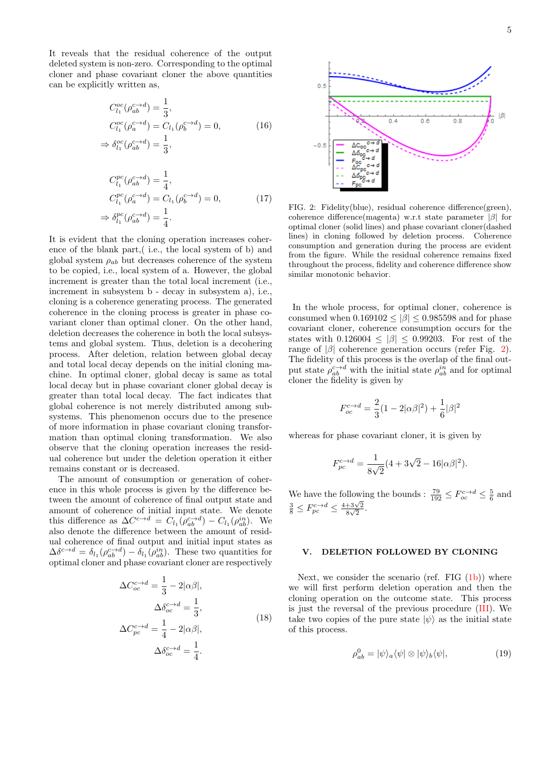It reveals that the residual coherence of the output deleted system is non-zero. Corresponding to the optimal cloner and phase covariant cloner the above quantities can be explicitly written as,

$$
\begin{aligned}
C_{l_1}^{oc}(\rho_{ab}^{c\to d}) &= \frac{1}{3}, \\
C_{l_1}^{oc}(\rho_{a}^{c\to d}) &= C_{l_1}(\rho_{b}^{c\to d}) = 0, \\
\Rightarrow \delta_{l_1}^{oc}(\rho_{ab}^{c\to d}) &= \frac{1}{3},
\end{aligned}
\tag{16}
$$

$$
\begin{aligned}
C_{l_1}^{pc}(\rho_{ab}^{c\to d}) &= \frac{1}{4}, \\
C_{l_1}^{pc}(\rho_{a}^{c\to d}) &= C_{l_1}(\rho_{b}^{c\to d}) = 0, \\
\Rightarrow \delta_{l_1}^{pc}(\rho_{ab}^{c\to d}) &= \frac{1}{4}.
\end{aligned}
\tag{17}
$$

It is evident that the cloning operation increases coherence of the blank part,( i.e., the local system of b) and global system $\rho_{ab}$ but decreases coherence of the system to be copied, i.e., local system of a. However, the global increment is greater than the total local increment (i.e., increment in subsystem b - decay in subsystem a), i.e., cloning is a coherence generating process. The generated coherence in the cloning process is greater in phase covariant cloner than optimal cloner. On the other hand, deletion decreases the coherence in both the local subsystems and global system. Thus, deletion is a decohering process. After deletion, relation between global decay and total local decay depends on the initial cloning machine. In optimal cloner, global decay is same as total local decay but in phase covariant cloner global decay is greater than total local decay. The fact indicates that global coherence is not merely distributed among subsystems. This phenomenon occurs due to the presence of more information in phase covariant cloning transformation than optimal cloning transformation. We also observe that the cloning operation increases the residual coherence but under the deletion operation it either remains constant or is decreased.

The amount of consumption or generation of coherence in this whole process is given by the difference between the amount of coherence of final output state and amount of coherence of initial input state. We denote this difference as $\Delta C^{c\to d} = C_{l_1}(\rho_{ab}^{c\to d}) - C_{l_1}(\rho_{ab}^{in})$. We also denote the difference between the amount of residual coherence of final output and initial input states as $\Delta\delta^{c\to d} = \delta_{l_1}(\rho_{ab}^{c\to d}) - \delta_{l_1}(\rho_{ab}^{in})$. These two quantities for optimal cloner and phase covariant cloner are respectively

$$
\begin{aligned}
\Delta C_{oc}^{c\to d} &= \frac{1}{3} - 2|\alpha\beta|, \\
\Delta\delta_{oc}^{c\to d} &= \frac{1}{3}, \\
\Delta C_{pc}^{c\to d} &= \frac{1}{4} - 2|\alpha\beta|, \\
\Delta\delta_{oc}^{c\to d} &= \frac{1}{4}.
\end{aligned}
\tag{18}
$$

FIG. 2: Fidelity(blue), residual coherence difference(green), coherence difference(magenta) w.r.t state parameter $|\beta|$ for optimal cloner (solid lines) and phase covariant cloner(dashed lines) in cloning followed by deletion process. Coherence consumption and generation during the process are evident from the figure. While the residual coherence remains fixed throughout the process, fidelity and coherence difference show similar monotonic behavior.

In the whole process, for optimal cloner, coherence is consumed when $0.169102 \leq |\beta| \leq 0.985598$ and for phase covariant cloner, coherence consumption occurs for the states with $0.126004 \leq |\beta| \leq 0.99203$. For rest of the range of $|\beta|$ coherence generation occurs (refer Fig. 2). The fidelity of this process is the overlap of the final output state $\rho_{ab}^{c\to d}$ with the initial state $\rho_{ab}^{in}$ and for optimal cloner the fidelity is given by

$$
F_{oc}^{c\to d} = \frac{2}{3}(1 - 2|\alpha\beta|^2) + \frac{1}{6}|\beta|^2
$$

whereas for phase covariant cloner, it is given by

$$
F_{pc}^{c\to d} = \frac{1}{8\sqrt{2}}(4 + 3\sqrt{2} - 16|\alpha\beta|^2).
$$

We have the following the bounds : $\frac{79}{192} \leq F_{oc}^{c\to d} \leq \frac{5}{6}$ and $\frac{3}{8} \leq F_{pc}^{c\to d} \leq \frac{4+3\sqrt{2}}{8\sqrt{2}}$.

## V. DELETION FOLLOWED BY CLONING

Next, we consider the scenario (ref. FIG (1b)) where we will first perform deletion operation and then the cloning operation on the outcome state. This process is just the reversal of the previous procedure (III). We take two copies of the pure state $|\psi\rangle$ as the initial state of this process.

$$
\rho_{ab}^{0} = |\psi\rangle_a\langle\psi| \otimes |\psi\rangle_b\langle\psi|,
\tag{19}
$$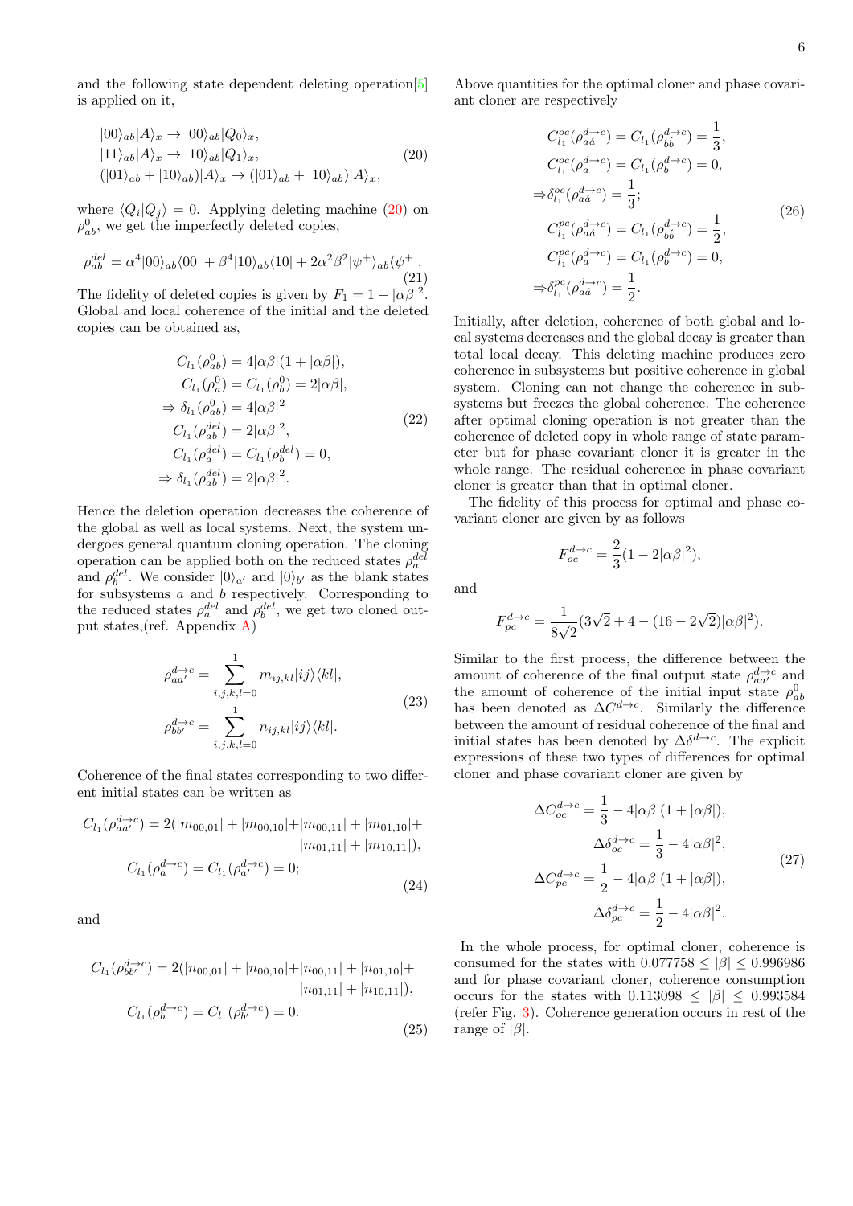and the following state dependent deleting operation[5] is applied on it,

$$
\begin{aligned}
&|00\rangle_{ab}|A\rangle_x \rightarrow |00\rangle_{ab}|Q_0\rangle_x,\\
&|11\rangle_{ab}|A\rangle_x \rightarrow |10\rangle_{ab}|Q_1\rangle_x,\\
&(|01\rangle_{ab}+|10\rangle_{ab})|A\rangle_x \rightarrow (|01\rangle_{ab}+|10\rangle_{ab})|A\rangle_x,
\end{aligned} \tag{20}
$$

where $\langle Q_i|Q_j\rangle = 0$. Applying deleting machine (20) on $\rho^0_{ab}$, we get the imperfectly deleted copies,

$$
\rho^{del}_{ab} = \alpha^4|00\rangle_{ab}\langle 00| + \beta^4|10\rangle_{ab}\langle 10| + 2\alpha^2\beta^2|\psi^+\rangle_{ab}\langle\psi^+|. \tag{21}
$$

The fidelity of deleted copies is given by $F_1 = 1 - |\alpha\beta|^2$. Global and local coherence of the initial and the deleted copies can be obtained as,

$$
\begin{aligned}
C_{l_1}(\rho^0_{ab}) &= 4|\alpha\beta|(1+|\alpha\beta|),\\
C_{l_1}(\rho^0_{a}) &= C_{l_1}(\rho^0_{b}) = 2|\alpha\beta|,\\
\Rightarrow \delta_{l_1}(\rho^0_{ab}) &= 4|\alpha\beta|^2\\
C_{l_1}(\rho^{del}_{ab}) &= 2|\alpha\beta|^2,\\
C_{l_1}(\rho^{del}_{a}) &= C_{l_1}(\rho^{del}_{b}) = 0,\\
\Rightarrow \delta_{l_1}(\rho^{del}_{ab}) &= 2|\alpha\beta|^2.
\end{aligned} \tag{22}
$$

Hence the deletion operation decreases the coherence of the global as well as local systems. Next, the system undergoes general quantum cloning operation. The cloning operation can be applied both on the reduced states $\rho^{del}_a$ and $\rho^{del}_b$. We consider $|0\rangle_{a'}$ and $|0\rangle_{b'}$ as the blank states for subsystems $a$ and $b$ respectively. Corresponding to the reduced states $\rho^{del}_a$ and $\rho^{del}_b$, we get two cloned output states,(ref. Appendix A)

$$
\begin{aligned}
\rho^{d\rightarrow c}_{aa'} &= \sum_{i,j,k,l=0}^{1} m_{ij,kl}|ij\rangle\langle kl|,\\
\rho^{d\rightarrow c}_{bb'} &= \sum_{i,j,k,l=0}^{1} n_{ij,kl}|ij\rangle\langle kl|.
\end{aligned} \tag{23}
$$

Coherence of the final states corresponding to two different initial states can be written as

$$
\begin{aligned}
C_{l_1}(\rho^{d\rightarrow c}_{aa'}) = 2(&|m_{00,01}| + |m_{00,10}| + |m_{00,11}| + |m_{01,10}| +\\
&|m_{01,11}| + |m_{10,11}|),\\
C_{l_1}(\rho^{d\rightarrow c}_{a}) &= C_{l_1}(\rho^{d\rightarrow c}_{a'}) = 0;
\end{aligned} \tag{24}
$$

and

$$
\begin{aligned}
C_{l_1}(\rho^{d\rightarrow c}_{bb'}) = 2(&|n_{00,01}| + |n_{00,10}| + |n_{00,11}| + |n_{01,10}| +\\
&|n_{01,11}| + |n_{10,11}|),\\
C_{l_1}(\rho^{d\rightarrow c}_{b}) &= C_{l_1}(\rho^{d\rightarrow c}_{b'}) = 0.
\end{aligned} \tag{25}
$$

Above quantities for the optimal cloner and phase covariant cloner are respectively

$$
\begin{aligned}
C^{oc}_{l_1}(\rho^{d\rightarrow c}_{a\acute{a}}) &= C_{l_1}(\rho^{d\rightarrow c}_{b\acute{b}}) = \frac{1}{3},\\
C^{oc}_{l_1}(\rho^{d\rightarrow c}_{a}) &= C_{l_1}(\rho^{d\rightarrow c}_{b}) = 0,\\
\Rightarrow \delta^{oc}_{l_1}(\rho^{d\rightarrow c}_{a\acute{a}}) &= \frac{1}{3};\\
C^{pc}_{l_1}(\rho^{d\rightarrow c}_{a\acute{a}}) &= C_{l_1}(\rho^{d\rightarrow c}_{b\acute{b}}) = \frac{1}{2},\\
C^{pc}_{l_1}(\rho^{d\rightarrow c}_{a}) &= C_{l_1}(\rho^{d\rightarrow c}_{b}) = 0,\\
\Rightarrow \delta^{pc}_{l_1}(\rho^{d\rightarrow c}_{a\acute{a}}) &= \frac{1}{2}.
\end{aligned} \tag{26}
$$

Initially, after deletion, coherence of both global and local systems decreases and the global decay is greater than total local decay. This deleting machine produces zero coherence in subsystems but positive coherence in global system. Cloning can not change the coherence in subsystems but freezes the global coherence. The coherence after optimal cloning operation is not greater than the coherence of deleted copy in whole range of state parameter but for phase covariant cloner it is greater in the whole range. The residual coherence in phase covariant cloner is greater than that in optimal cloner.

The fidelity of this process for optimal and phase covariant cloner are given by as follows

$$
F^{d\rightarrow c}_{oc} = \frac{2}{3}(1 - 2|\alpha\beta|^2),
$$

and

$$
F^{d\rightarrow c}_{pc} = \frac{1}{8\sqrt{2}}(3\sqrt{2} + 4 - (16 - 2\sqrt{2})|\alpha\beta|^2).
$$

Similar to the first process, the difference between the amount of coherence of the final output state $\rho^{d\rightarrow c}_{aa'}$ and the amount of coherence of the initial input state $\rho^0_{ab}$ has been denoted as $\Delta C^{d\rightarrow c}$. Similarly the difference between the amount of residual coherence of the final and initial states has been denoted by $\Delta\delta^{d\rightarrow c}$. The explicit expressions of these two types of differences for optimal cloner and phase covariant cloner are given by

$$
\begin{aligned}
\Delta C^{d\rightarrow c}_{oc} &= \frac{1}{3} - 4|\alpha\beta|(1+|\alpha\beta|),\\
\Delta\delta^{d\rightarrow c}_{oc} &= \frac{1}{3} - 4|\alpha\beta|^2,\\
\Delta C^{d\rightarrow c}_{pc} &= \frac{1}{2} - 4|\alpha\beta|(1+|\alpha\beta|),\\
\Delta\delta^{d\rightarrow c}_{pc} &= \frac{1}{2} - 4|\alpha\beta|^2.
\end{aligned} \tag{27}
$$

In the whole process, for optimal cloner, coherence is consumed for the states with $0.077758 \leq |\beta| \leq 0.996986$ and for phase covariant cloner, coherence consumption occurs for the states with $0.113098 \leq |\beta| \leq 0.993584$ (refer Fig. 3). Coherence generation occurs in rest of the range of $|\beta|$.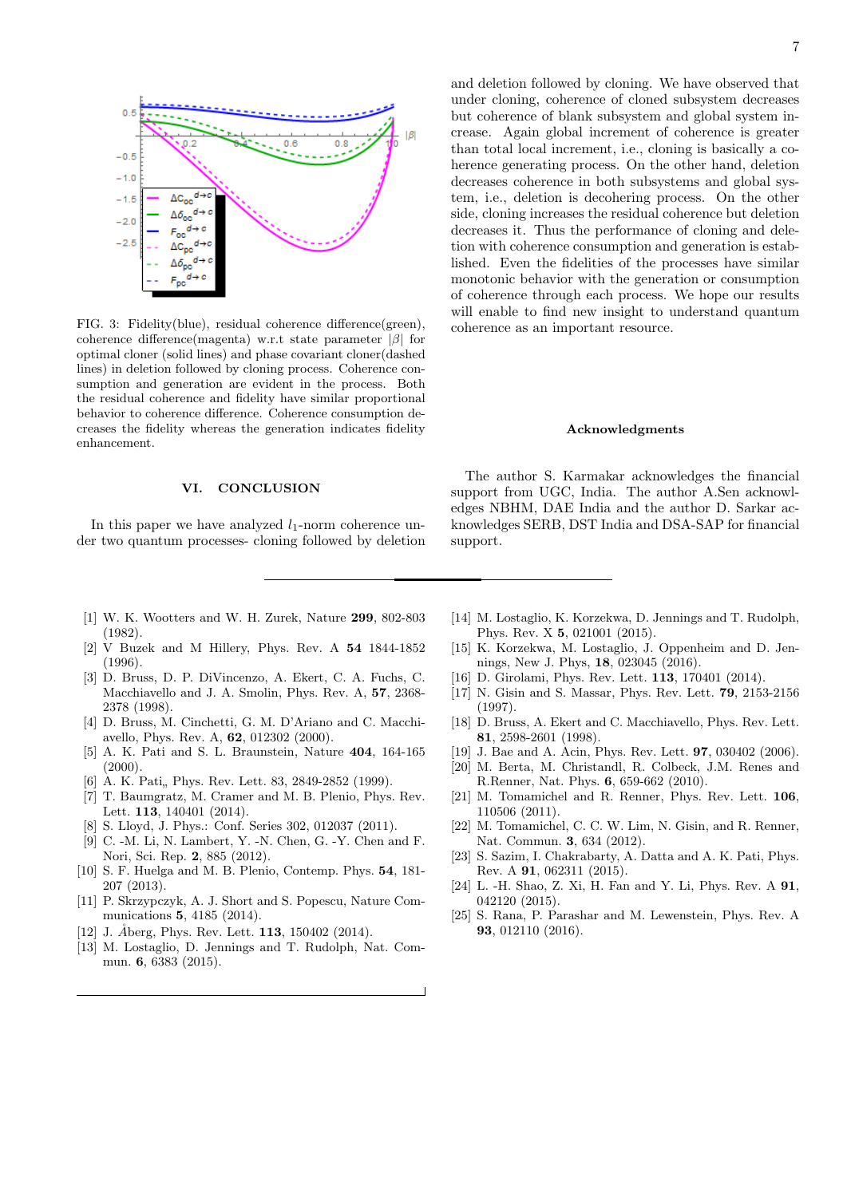FIG. 3: Fidelity(blue), residual coherence difference(green), coherence difference(magenta) w.r.t state parameter $|\beta|$ for optimal cloner (solid lines) and phase covariant cloner(dashed lines) in deletion followed by cloning process. Coherence consumption and generation are evident in the process. Both the residual coherence and fidelity have similar proportional behavior to coherence difference. Coherence consumption decreases the fidelity whereas the generation indicates fidelity enhancement.

## VI. CONCLUSION

In this paper we have analyzed $l_1$-norm coherence under two quantum processes- cloning followed by deletion and deletion followed by cloning. We have observed that under cloning, coherence of cloned subsystem decreases but coherence of blank subsystem and global system increase. Again global increment of coherence is greater than total local increment, i.e., cloning is basically a coherence generating process. On the other hand, deletion decreases coherence in both subsystems and global system, i.e., deletion is decohering process. On the other side, cloning increases the residual coherence but deletion decreases it. Thus the performance of cloning and deletion with coherence consumption and generation is established. Even the fidelities of the processes have similar monotonic behavior with the generation or consumption of coherence through each process. We hope our results will enable to find new insight to understand quantum coherence as an important resource.

### Acknowledgments

The author S. Karmakar acknowledges the financial support from UGC, India. The author A.Sen acknowledges NBHM, DAE India and the author D. Sarkar acknowledges SERB, DST India and DSA-SAP for financial support.

---

[1] W. K. Wootters and W. H. Zurek, Nature **299**, 802-803 (1982).
[2] V Buzek and M Hillery, Phys. Rev. A **54** 1844-1852 (1996).
[3] D. Bruss, D. P. DiVincenzo, A. Ekert, C. A. Fuchs, C. Macchiavello and J. A. Smolin, Phys. Rev. A, **57**, 2368-2378 (1998).
[4] D. Bruss, M. Cinchetti, G. M. D'Ariano and C. Macchiavello, Phys. Rev. A, **62**, 012302 (2000).
[5] A. K. Pati and S. L. Braunstein, Nature **404**, 164-165 (2000).
[6] A. K. Pati,, Phys. Rev. Lett. 83, 2849-2852 (1999).
[7] T. Baumgratz, M. Cramer and M. B. Plenio, Phys. Rev. Lett. **113**, 140401 (2014).
[8] S. Lloyd, J. Phys.: Conf. Series 302, 012037 (2011).
[9] C. -M. Li, N. Lambert, Y. -N. Chen, G. -Y. Chen and F. Nori, Sci. Rep. **2**, 885 (2012).
[10] S. F. Huelga and M. B. Plenio, Contemp. Phys. **54**, 181-207 (2013).
[11] P. Skrzypczyk, A. J. Short and S. Popescu, Nature Communications **5**, 4185 (2014).
[12] J. Åberg, Phys. Rev. Lett. **113**, 150402 (2014).
[13] M. Lostaglio, D. Jennings and T. Rudolph, Nat. Commun. **6**, 6383 (2015).
[14] M. Lostaglio, K. Korzekwa, D. Jennings and T. Rudolph, Phys. Rev. X **5**, 021001 (2015).
[15] K. Korzekwa, M. Lostaglio, J. Oppenheim and D. Jennings, New J. Phys, **18**, 023045 (2016).
[16] D. Girolami, Phys. Rev. Lett. **113**, 170401 (2014).
[17] N. Gisin and S. Massar, Phys. Rev. Lett. **79**, 2153-2156 (1997).
[18] D. Bruss, A. Ekert and C. Macchiavello, Phys. Rev. Lett. **81**, 2598-2601 (1998).
[19] J. Bae and A. Acin, Phys. Rev. Lett. **97**, 030402 (2006).
[20] M. Berta, M. Christandl, R. Colbeck, J.M. Renes and R.Renner, Nat. Phys. **6**, 659-662 (2010).
[21] M. Tomamichel and R. Renner, Phys. Rev. Lett. **106**, 110506 (2011).
[22] M. Tomamichel, C. C. W. Lim, N. Gisin, and R. Renner, Nat. Commun. **3**, 634 (2012).
[23] S. Sazim, I. Chakrabarty, A. Datta and A. K. Pati, Phys. Rev. A **91**, 062311 (2015).
[24] L. -H. Shao, Z. Xi, H. Fan and Y. Li, Phys. Rev. A **91**, 042120 (2015).
[25] S. Rana, P. Parashar and M. Lewenstein, Phys. Rev. A **93**, 012110 (2016).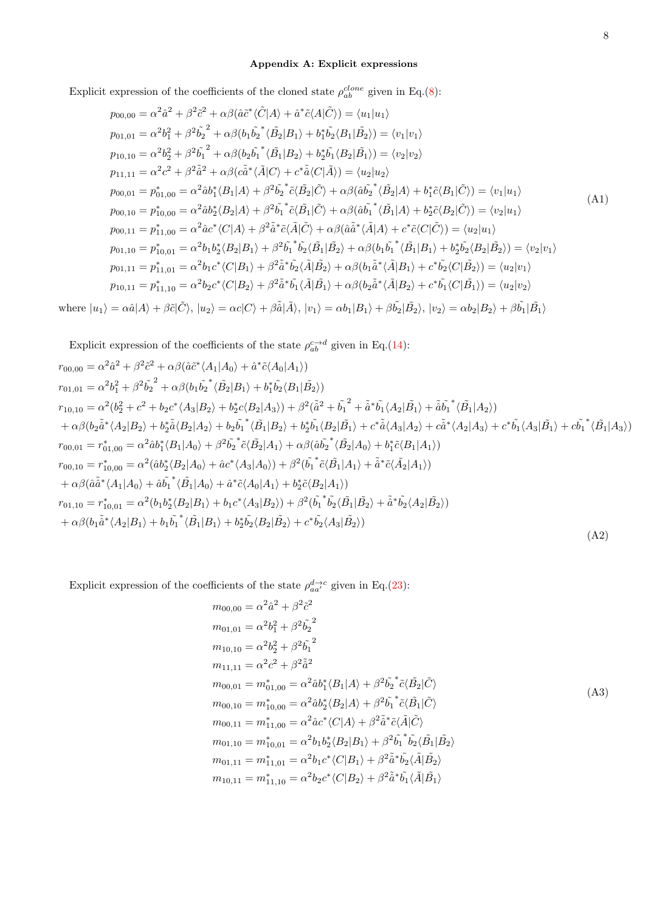### Appendix A: Explicit expressions

Explicit expression of the coefficients of the cloned state $\rho_{ab}^{clone}$ given in Eq.(8):

$$
\begin{aligned}
p_{00,00} &= \alpha^2\hat{a}^2 + \beta^2\tilde{c}^2 + \alpha\beta(\hat{a}\tilde{c}^*\langle\tilde{C}|A\rangle + \hat{a}^*\tilde{c}\langle A|\tilde{C}\rangle) = \langle u_1|u_1\rangle \\
p_{01,01} &= \alpha^2 b_1^2 + \beta^2\tilde{b_2}^2 + \alpha\beta(b_1\tilde{b_2}^*\langle\tilde{B}_2|B_1\rangle + b_1^*\tilde{b_2}\langle B_1|\tilde{B}_2\rangle) = \langle v_1|v_1\rangle \\
p_{10,10} &= \alpha^2 b_2^2 + \beta^2\tilde{b_1}^2 + \alpha\beta(b_2\tilde{b_1}^*\langle\tilde{B}_1|B_2\rangle + b_2^*\tilde{b_1}\langle B_2|\tilde{B}_1\rangle) = \langle v_2|v_2\rangle \\
p_{11,11} &= \alpha^2 c^2 + \beta^2\tilde{\hat{a}}^2 + \alpha\beta(c\tilde{\hat{a}}^*\langle\tilde{A}|C\rangle + c^*\tilde{\hat{a}}\langle C|\tilde{A}\rangle) = \langle u_2|u_2\rangle \\
p_{00,01} &= p_{01,00}^* = \alpha^2\hat{a}b_1^*\langle B_1|A\rangle + \beta^2\tilde{b_2}^*\tilde{c}\langle\tilde{B}_2|\tilde{C}\rangle + \alpha\beta(\hat{a}\tilde{b_2}^*\langle\tilde{B}_2|A\rangle + b_1^*\tilde{c}\langle B_1|\tilde{C}\rangle) = \langle v_1|u_1\rangle \\
p_{00,10} &= p_{10,00}^* = \alpha^2\hat{a}b_2^*\langle B_2|A\rangle + \beta^2\tilde{b_1}^*\tilde{c}\langle\tilde{B}_1|\tilde{C}\rangle + \alpha\beta(\hat{a}\tilde{b_1}^*\langle\tilde{B}_1|A\rangle + b_2^*\tilde{c}\langle B_2|\tilde{C}\rangle) = \langle v_2|u_1\rangle \\
p_{00,11} &= p_{11,00}^* = \alpha^2\hat{a}c^*\langle C|A\rangle + \beta^2\tilde{\hat{a}}^*\tilde{c}\langle\tilde{A}|\tilde{C}\rangle + \alpha\beta(\hat{a}\tilde{\hat{a}}^*\langle\tilde{A}|A\rangle + c^*\tilde{c}\langle C|\tilde{C}\rangle) = \langle u_2|u_1\rangle \\
p_{01,10} &= p_{10,01}^* = \alpha^2 b_1 b_2^*\langle B_2|B_1\rangle + \beta^2\tilde{b_1}^*\tilde{b_2}\langle\tilde{B}_1|\tilde{B}_2\rangle + \alpha\beta(b_1\tilde{b_1}^*\langle\tilde{B}_1|B_1\rangle + b_2^*\tilde{b_2}\langle B_2|\tilde{B}_2\rangle) = \langle v_2|v_1\rangle \\
p_{01,11} &= p_{11,01}^* = \alpha^2 b_1 c^*\langle C|B_1\rangle + \beta^2\tilde{\hat{a}}^*\tilde{b_2}\langle\tilde{A}|\tilde{B}_2\rangle + \alpha\beta(b_1\tilde{\hat{a}}^*\langle\tilde{A}|B_1\rangle + c^*\tilde{b_2}\langle C|\tilde{B}_2\rangle) = \langle u_2|v_1\rangle \\
p_{10,11} &= p_{11,10}^* = \alpha^2 b_2 c^*\langle C|B_2\rangle + \beta^2\tilde{\hat{a}}^*\tilde{b_1}\langle\tilde{A}|\tilde{B}_1\rangle + \alpha\beta(b_2\tilde{\hat{a}}^*\langle\tilde{A}|B_2\rangle + c^*\tilde{b_1}\langle C|\tilde{B}_1\rangle) = \langle u_2|v_2\rangle
\end{aligned}
\tag{A1}
$$

where $|u_1\rangle = \alpha\hat{a}|A\rangle + \beta\tilde{c}|\tilde{C}\rangle$, $|u_2\rangle = \alpha c|C\rangle + \beta\tilde{\hat{a}}|\tilde{A}\rangle$, $|v_1\rangle = \alpha b_1|B_1\rangle + \beta\tilde{b_2}|\tilde{B}_2\rangle$, $|v_2\rangle = \alpha b_2|B_2\rangle + \beta\tilde{b_1}|\tilde{B}_1\rangle$

Explicit expression of the coefficients of the state $\rho_{ab}^{c\rightarrow d}$ given in Eq.(14):

$$
\begin{aligned}
r_{00,00} &= \alpha^2\hat{a}^2 + \beta^2\tilde{c}^2 + \alpha\beta(\hat{a}\tilde{c}^*\langle A_1|A_0\rangle + \hat{a}^*\tilde{c}\langle A_0|A_1\rangle) \\
r_{01,01} &= \alpha^2 b_1^2 + \beta^2\tilde{b_2}^2 + \alpha\beta(b_1\tilde{b_2}^*\langle\tilde{B}_2|B_1\rangle + b_1^*\tilde{b_2}\langle B_1|\tilde{B}_2\rangle) \\
r_{10,10} &= \alpha^2(b_2^2 + c^2 + b_2c^*\langle A_3|B_2\rangle + b_2^*c\langle B_2|A_3\rangle) + \beta^2(\tilde{\hat{a}}^2 + \tilde{b_1}^2 + \tilde{\hat{a}}^*\tilde{b_1}\langle A_2|\tilde{B}_1\rangle + \tilde{\hat{a}}\tilde{b_1}^*\langle\tilde{B}_1|A_2\rangle) \\
&+ \alpha\beta(b_2\tilde{\hat{a}}^*\langle A_2|B_2\rangle + b_2^*\tilde{\hat{a}}\langle B_2|A_2\rangle + b_2\tilde{b_1}^*\langle\tilde{B}_1|B_2\rangle + b_2^*\tilde{b_1}\langle B_2|\tilde{B}_1\rangle + c^*\tilde{\hat{a}}\langle A_3|A_2\rangle + c\tilde{\hat{a}}^*\langle A_2|A_3\rangle + c^*\tilde{b_1}\langle A_3|\tilde{B}_1\rangle + c\tilde{b_1}^*\langle\tilde{B}_1|A_3\rangle) \\
r_{00,01} &= r_{01,00}^* = \alpha^2\hat{a}b_1^*\langle B_1|A_0\rangle + \beta^2\tilde{b_2}^*\tilde{c}\langle\tilde{B}_2|A_1\rangle + \alpha\beta(\hat{a}\tilde{b_2}^*\langle\tilde{B}_2|A_0\rangle + b_1^*\tilde{c}\langle B_1|A_1\rangle) \\
r_{00,10} &= r_{10,00}^* = \alpha^2(\hat{a}b_2^*\langle B_2|A_0\rangle + \hat{a}c^*\langle A_3|A_0\rangle) + \beta^2(\tilde{b_1}^*\tilde{c}\langle\tilde{B}_1|A_1\rangle + \tilde{\hat{a}}^*\tilde{c}\langle\tilde{A}_2|A_1\rangle) \\
&+ \alpha\beta(\hat{a}\tilde{\hat{a}}^*\langle A_1|A_0\rangle + \hat{a}\tilde{b_1}^*\langle\tilde{B}_1|A_0\rangle + \hat{a}^*\tilde{c}\langle A_0|A_1\rangle + b_2^*\tilde{c}\langle B_2|A_1\rangle) \\
r_{01,10} &= r_{10,01}^* = \alpha^2(b_1b_2^*\langle B_2|B_1\rangle + b_1c^*\langle A_3|B_2\rangle) + \beta^2(\tilde{b_1}^*\tilde{b_2}\langle\tilde{B}_1|\tilde{B}_2\rangle + \tilde{\hat{a}}^*\tilde{b_2}\langle A_2|\tilde{B}_2\rangle) \\
&+ \alpha\beta(b_1\tilde{\hat{a}}^*\langle A_2|B_1\rangle + b_1\tilde{b_1}^*\langle\tilde{B}_1|B_1\rangle + b_2^*\tilde{b_2}\langle B_2|\tilde{B}_2\rangle + c^*\tilde{b_2}\langle A_3|\tilde{B}_2\rangle)
\end{aligned}
\tag{A2}
$$

Explicit expression of the coefficients of the state $\rho_{aa'}^{d\rightarrow c}$ given in Eq.(23):

$$
\begin{aligned}
m_{00,00} &= \alpha^2\hat{a}^2 + \beta^2\tilde{c}^2 \\
m_{01,01} &= \alpha^2 b_1^2 + \beta^2\tilde{b_2}^2 \\
m_{10,10} &= \alpha^2 b_2^2 + \beta^2\tilde{b_1}^2 \\
m_{11,11} &= \alpha^2 c^2 + \beta^2\tilde{\hat{a}}^2 \\
m_{00,01} &= m_{01,00}^* = \alpha^2\hat{a}b_1^*\langle B_1|A\rangle + \beta^2\tilde{b_2}^*\tilde{c}\langle\tilde{B}_2|\tilde{C}\rangle \\
m_{00,10} &= m_{10,00}^* = \alpha^2\hat{a}b_2^*\langle B_2|A\rangle + \beta^2\tilde{b_1}^*\tilde{c}\langle\tilde{B}_1|\tilde{C}\rangle \\
m_{00,11} &= m_{11,00}^* = \alpha^2\hat{a}c^*\langle C|A\rangle + \beta^2\tilde{\hat{a}}^*\tilde{c}\langle\tilde{A}|\tilde{C}\rangle \\
m_{01,10} &= m_{10,01}^* = \alpha^2 b_1b_2^*\langle B_2|B_1\rangle + \beta^2\tilde{b_1}^*\tilde{b_2}\langle\tilde{B}_1|\tilde{B}_2\rangle \\
m_{01,11} &= m_{11,01}^* = \alpha^2 b_1c^*\langle C|B_1\rangle + \beta^2\tilde{\hat{a}}^*\tilde{b_2}\langle\tilde{A}|\tilde{B}_2\rangle \\
m_{10,11} &= m_{11,10}^* = \alpha^2 b_2c^*\langle C|B_2\rangle + \beta^2\tilde{\hat{a}}^*\tilde{b_1}\langle\tilde{A}|\tilde{B}_1\rangle
\end{aligned}
\tag{A3}
$$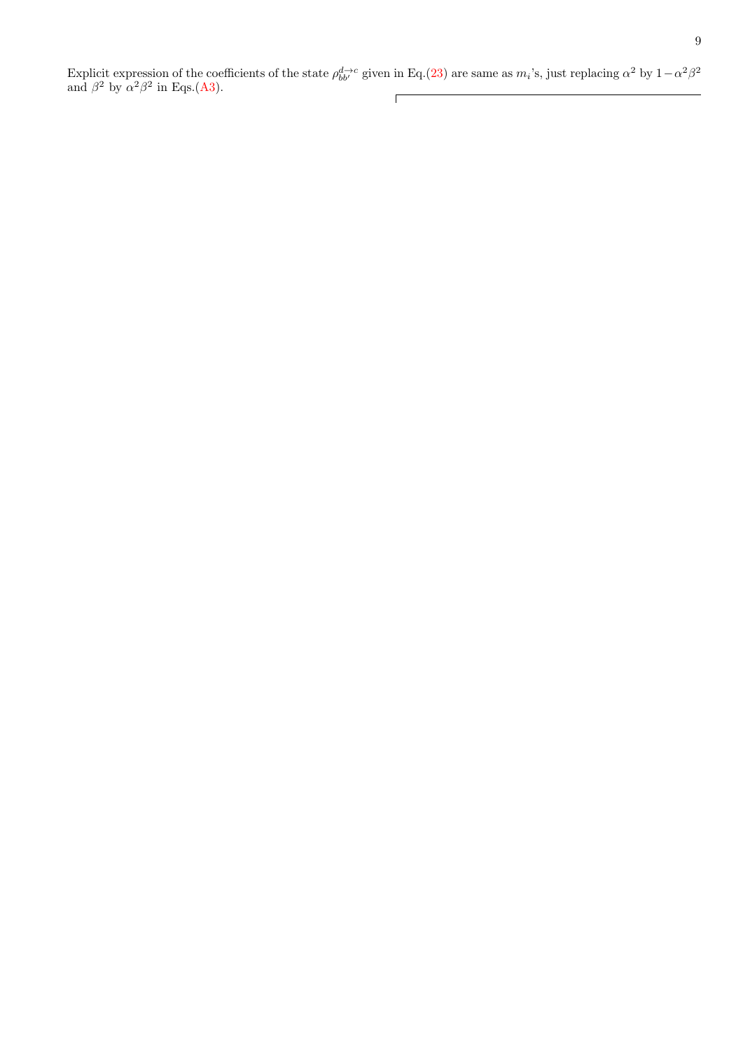Explicit expression of the coefficients of the state $\rho_{bb'}^{d\to c}$ given in Eq.(23) are same as $m_i$'s, just replacing $\alpha^2$ by $1-\alpha^2\beta^2$ and $\beta^2$ by $\alpha^2\beta^2$ in Eqs.(A3).